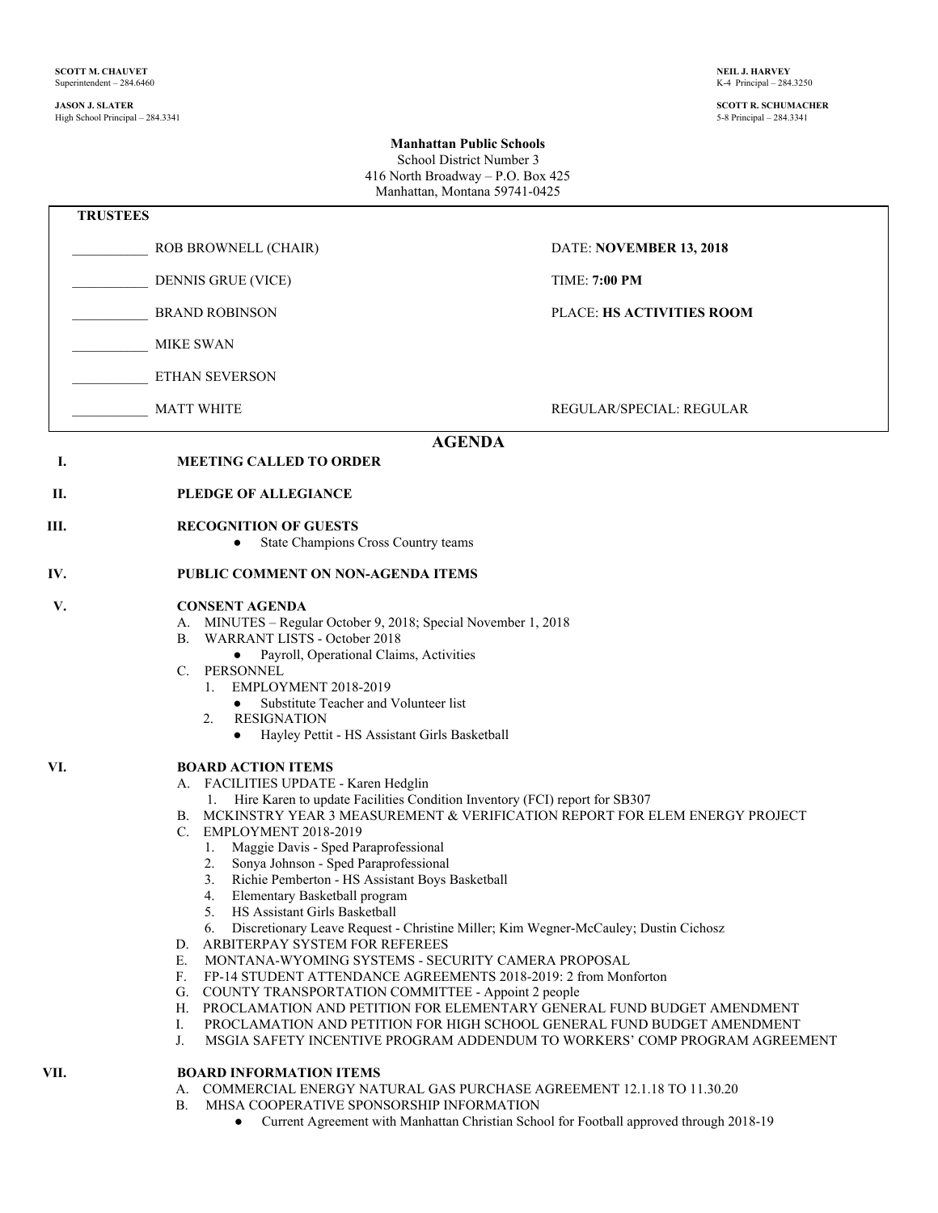**SCOTT M. CHAUVET**
Superintendent – 284.6460

**NEIL J. HARVEY**
K-4 Principal – 284.3250

**JASON J. SLATER**
High School Principal – 284.3341

**SCOTT R. SCHUMACHER**
5-8 Principal – 284.3341

**Manhattan Public Schools**
School District Number 3
416 North Broadway – P.O. Box 425
Manhattan, Montana 59741-0425

| **TRUSTEES** | |
|---|---|
| ___________ ROB BROWNELL (CHAIR) | DATE: **NOVEMBER 13, 2018** |
| ___________ DENNIS GRUE (VICE) | TIME: **7:00 PM** |
| ___________ BRAND ROBINSON | PLACE: **HS ACTIVITIES ROOM** |
| ___________ MIKE SWAN | |
| ___________ ETHAN SEVERSON | |
| ___________ MATT WHITE | REGULAR/SPECIAL: REGULAR |

# AGENDA

**I. MEETING CALLED TO ORDER**

**II. PLEDGE OF ALLEGIANCE**

**III. RECOGNITION OF GUESTS**
- State Champions Cross Country teams

**IV. PUBLIC COMMENT ON NON-AGENDA ITEMS**

**V. CONSENT AGENDA**

A. MINUTES – Regular October 9, 2018; Special November 1, 2018
B. WARRANT LISTS - October 2018
   - Payroll, Operational Claims, Activities

C. PERSONNEL
   1. EMPLOYMENT 2018-2019
      - Substitute Teacher and Volunteer list
   2. RESIGNATION
      - Hayley Pettit - HS Assistant Girls Basketball

**VI. BOARD ACTION ITEMS**

A. FACILITIES UPDATE - Karen Hedglin
   1. Hire Karen to update Facilities Condition Inventory (FCI) report for SB307

B. MCKINSTRY YEAR 3 MEASUREMENT & VERIFICATION REPORT FOR ELEM ENERGY PROJECT
C. EMPLOYMENT 2018-2019
   1. Maggie Davis - Sped Paraprofessional
   2. Sonya Johnson - Sped Paraprofessional
   3. Richie Pemberton - HS Assistant Boys Basketball
   4. Elementary Basketball program
   5. HS Assistant Girls Basketball
   6. Discretionary Leave Request - Christine Miller; Kim Wegner-McCauley; Dustin Cichosz

D. ARBITERPAY SYSTEM FOR REFEREES
E. MONTANA-WYOMING SYSTEMS - SECURITY CAMERA PROPOSAL
F. FP-14 STUDENT ATTENDANCE AGREEMENTS 2018-2019: 2 from Monforton
G. COUNTY TRANSPORTATION COMMITTEE - Appoint 2 people
H. PROCLAMATION AND PETITION FOR ELEMENTARY GENERAL FUND BUDGET AMENDMENT
I. PROCLAMATION AND PETITION FOR HIGH SCHOOL GENERAL FUND BUDGET AMENDMENT
J. MSGIA SAFETY INCENTIVE PROGRAM ADDENDUM TO WORKERS' COMP PROGRAM AGREEMENT

**VII. BOARD INFORMATION ITEMS**

A. COMMERCIAL ENERGY NATURAL GAS PURCHASE AGREEMENT 12.1.18 TO 11.30.20
B. MHSA COOPERATIVE SPONSORSHIP INFORMATION
   - Current Agreement with Manhattan Christian School for Football approved through 2018-19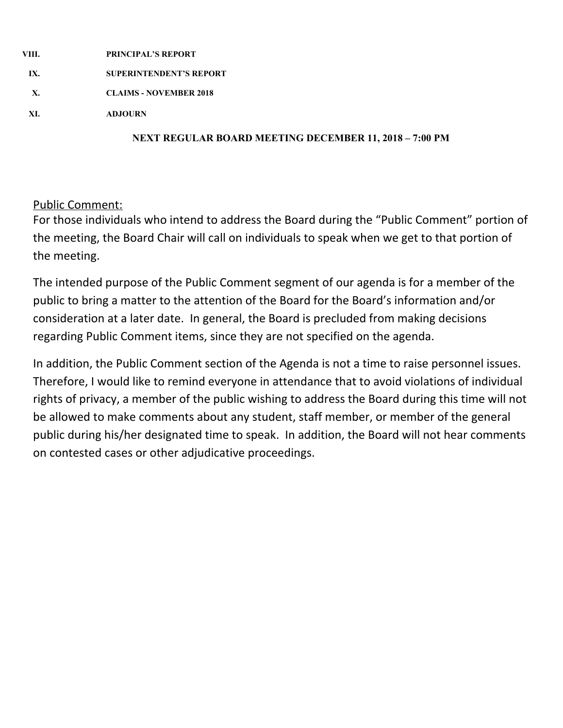**VIII.** **PRINCIPAL'S REPORT**

**IX.** **SUPERINTENDENT'S REPORT**

**X.** **CLAIMS - NOVEMBER 2018**

**XI.** **ADJOURN**

**NEXT REGULAR BOARD MEETING DECEMBER 11, 2018 – 7:00 PM**

<u>Public Comment:</u>

For those individuals who intend to address the Board during the "Public Comment" portion of the meeting, the Board Chair will call on individuals to speak when we get to that portion of the meeting.

The intended purpose of the Public Comment segment of our agenda is for a member of the public to bring a matter to the attention of the Board for the Board's information and/or consideration at a later date. In general, the Board is precluded from making decisions regarding Public Comment items, since they are not specified on the agenda.

In addition, the Public Comment section of the Agenda is not a time to raise personnel issues. Therefore, I would like to remind everyone in attendance that to avoid violations of individual rights of privacy, a member of the public wishing to address the Board during this time will not be allowed to make comments about any student, staff member, or member of the general public during his/her designated time to speak. In addition, the Board will not hear comments on contested cases or other adjudicative proceedings.